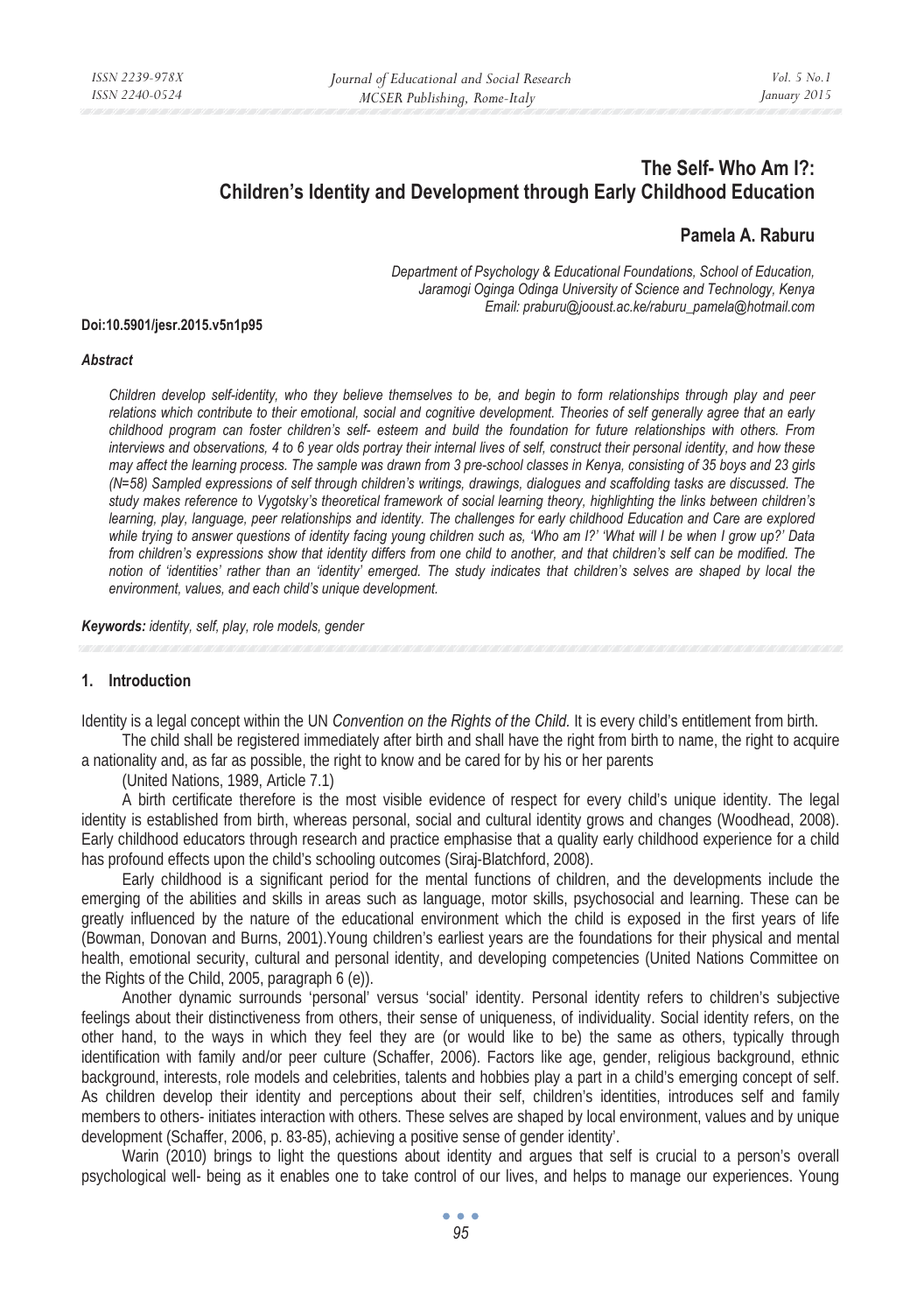# The Self- Who Am I?: Children's Identity and Development through Early Childhood Education

**Pamela A. Raburu**

*Department of Psychology & Educational Foundations, School of Education, Jaramogi Oginga Odinga University of Science and Technology, Kenya*
*Email: praburu@jooust.ac.ke/raburu_pamela@hotmail.com*

**Doi:10.5901/jesr.2015.v5n1p95**

***Abstract***

*Children develop self-identity, who they believe themselves to be, and begin to form relationships through play and peer relations which contribute to their emotional, social and cognitive development. Theories of self generally agree that an early childhood program can foster children's self- esteem and build the foundation for future relationships with others. From interviews and observations, 4 to 6 year olds portray their internal lives of self, construct their personal identity, and how these may affect the learning process. The sample was drawn from 3 pre-school classes in Kenya, consisting of 35 boys and 23 girls (N=58) Sampled expressions of self through children's writings, drawings, dialogues and scaffolding tasks are discussed. The study makes reference to Vygotsky's theoretical framework of social learning theory, highlighting the links between children's learning, play, language, peer relationships and identity. The challenges for early childhood Education and Care are explored while trying to answer questions of identity facing young children such as, 'Who am I?' 'What will I be when I grow up?' Data from children's expressions show that identity differs from one child to another, and that children's self can be modified. The notion of 'identities' rather than an 'identity' emerged. The study indicates that children's selves are shaped by local the environment, values, and each child's unique development.*

***Keywords:*** *identity, self, play, role models, gender*

## 1. Introduction

Identity is a legal concept within the UN *Convention on the Rights of the Child.* It is every child's entitlement from birth.

The child shall be registered immediately after birth and shall have the right from birth to name, the right to acquire a nationality and, as far as possible, the right to know and be cared for by his or her parents

(United Nations, 1989, Article 7.1)

A birth certificate therefore is the most visible evidence of respect for every child's unique identity. The legal identity is established from birth, whereas personal, social and cultural identity grows and changes (Woodhead, 2008). Early childhood educators through research and practice emphasise that a quality early childhood experience for a child has profound effects upon the child's schooling outcomes (Siraj-Blatchford, 2008).

Early childhood is a significant period for the mental functions of children, and the developments include the emerging of the abilities and skills in areas such as language, motor skills, psychosocial and learning. These can be greatly influenced by the nature of the educational environment which the child is exposed in the first years of life (Bowman, Donovan and Burns, 2001).Young children's earliest years are the foundations for their physical and mental health, emotional security, cultural and personal identity, and developing competencies (United Nations Committee on the Rights of the Child, 2005, paragraph 6 (e)).

Another dynamic surrounds 'personal' versus 'social' identity. Personal identity refers to children's subjective feelings about their distinctiveness from others, their sense of uniqueness, of individuality. Social identity refers, on the other hand, to the ways in which they feel they are (or would like to be) the same as others, typically through identification with family and/or peer culture (Schaffer, 2006). Factors like age, gender, religious background, ethnic background, interests, role models and celebrities, talents and hobbies play a part in a child's emerging concept of self. As children develop their identity and perceptions about their self, children's identities, introduces self and family members to others- initiates interaction with others. These selves are shaped by local environment, values and by unique development (Schaffer, 2006, p. 83-85), achieving a positive sense of gender identity'.

Warin (2010) brings to light the questions about identity and argues that self is crucial to a person's overall psychological well- being as it enables one to take control of our lives, and helps to manage our experiences. Young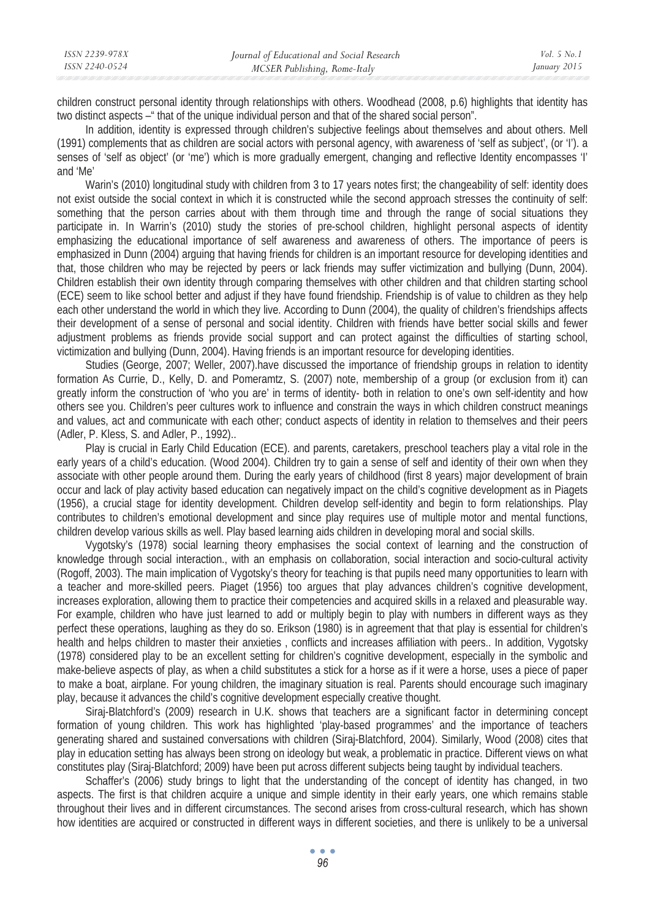children construct personal identity through relationships with others. Woodhead (2008, p.6) highlights that identity has two distinct aspects –" that of the unique individual person and that of the shared social person".

In addition, identity is expressed through children's subjective feelings about themselves and about others. Mell (1991) complements that as children are social actors with personal agency, with awareness of 'self as subject', (or 'I'). a senses of 'self as object' (or 'me') which is more gradually emergent, changing and reflective Identity encompasses 'I' and 'Me'

Warin's (2010) longitudinal study with children from 3 to 17 years notes first; the changeability of self: identity does not exist outside the social context in which it is constructed while the second approach stresses the continuity of self: something that the person carries about with them through time and through the range of social situations they participate in. In Warrin's (2010) study the stories of pre-school children, highlight personal aspects of identity emphasizing the educational importance of self awareness and awareness of others. The importance of peers is emphasized in Dunn (2004) arguing that having friends for children is an important resource for developing identities and that, those children who may be rejected by peers or lack friends may suffer victimization and bullying (Dunn, 2004). Children establish their own identity through comparing themselves with other children and that children starting school (ECE) seem to like school better and adjust if they have found friendship. Friendship is of value to children as they help each other understand the world in which they live. According to Dunn (2004), the quality of children's friendships affects their development of a sense of personal and social identity. Children with friends have better social skills and fewer adjustment problems as friends provide social support and can protect against the difficulties of starting school, victimization and bullying (Dunn, 2004). Having friends is an important resource for developing identities.

Studies (George, 2007; Weller, 2007).have discussed the importance of friendship groups in relation to identity formation As Currie, D., Kelly, D. and Pomeramtz, S. (2007) note, membership of a group (or exclusion from it) can greatly inform the construction of 'who you are' in terms of identity- both in relation to one's own self-identity and how others see you. Children's peer cultures work to influence and constrain the ways in which children construct meanings and values, act and communicate with each other; conduct aspects of identity in relation to themselves and their peers (Adler, P. Kless, S. and Adler, P., 1992)..

Play is crucial in Early Child Education (ECE). and parents, caretakers, preschool teachers play a vital role in the early years of a child's education. (Wood 2004). Children try to gain a sense of self and identity of their own when they associate with other people around them. During the early years of childhood (first 8 years) major development of brain occur and lack of play activity based education can negatively impact on the child's cognitive development as in Piagets (1956), a crucial stage for identity development. Children develop self-identity and begin to form relationships. Play contributes to children's emotional development and since play requires use of multiple motor and mental functions, children develop various skills as well. Play based learning aids children in developing moral and social skills.

Vygotsky's (1978) social learning theory emphasises the social context of learning and the construction of knowledge through social interaction., with an emphasis on collaboration, social interaction and socio-cultural activity (Rogoff, 2003). The main implication of Vygotsky's theory for teaching is that pupils need many opportunities to learn with a teacher and more-skilled peers. Piaget (1956) too argues that play advances children's cognitive development, increases exploration, allowing them to practice their competencies and acquired skills in a relaxed and pleasurable way. For example, children who have just learned to add or multiply begin to play with numbers in different ways as they perfect these operations, laughing as they do so. Erikson (1980) is in agreement that that play is essential for children's health and helps children to master their anxieties , conflicts and increases affiliation with peers.. In addition, Vygotsky (1978) considered play to be an excellent setting for children's cognitive development, especially in the symbolic and make-believe aspects of play, as when a child substitutes a stick for a horse as if it were a horse, uses a piece of paper to make a boat, airplane. For young children, the imaginary situation is real. Parents should encourage such imaginary play, because it advances the child's cognitive development especially creative thought.

Siraj-Blatchford's (2009) research in U.K. shows that teachers are a significant factor in determining concept formation of young children. This work has highlighted 'play-based programmes' and the importance of teachers generating shared and sustained conversations with children (Siraj-Blatchford, 2004). Similarly, Wood (2008) cites that play in education setting has always been strong on ideology but weak, a problematic in practice. Different views on what constitutes play (Siraj-Blatchford; 2009) have been put across different subjects being taught by individual teachers.

Schaffer's (2006) study brings to light that the understanding of the concept of identity has changed, in two aspects. The first is that children acquire a unique and simple identity in their early years, one which remains stable throughout their lives and in different circumstances. The second arises from cross-cultural research, which has shown how identities are acquired or constructed in different ways in different societies, and there is unlikely to be a universal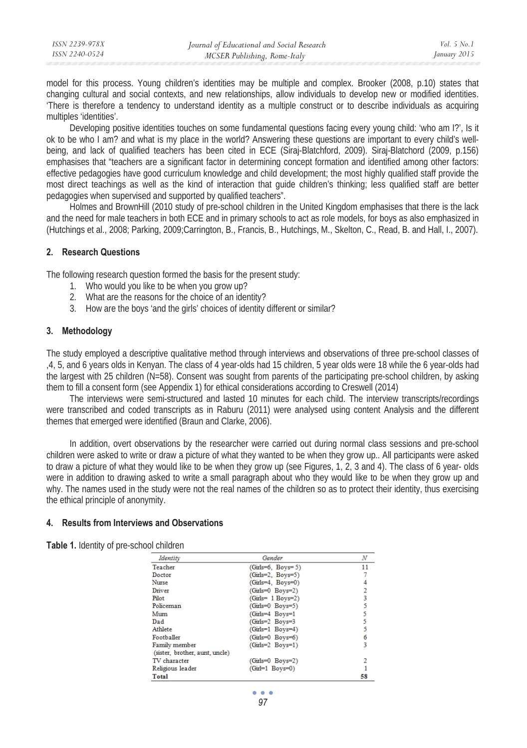model for this process. Young children's identities may be multiple and complex. Brooker (2008, p.10) states that changing cultural and social contexts, and new relationships, allow individuals to develop new or modified identities. 'There is therefore a tendency to understand identity as a multiple construct or to describe individuals as acquiring multiples 'identities'.

Developing positive identities touches on some fundamental questions facing every young child: 'who am I?', Is it ok to be who I am? and what is my place in the world? Answering these questions are important to every child's well-being, and lack of qualified teachers has been cited in ECE (Siraj-Blatchford, 2009). Siraj-Blatchord (2009, p.156) emphasises that "teachers are a significant factor in determining concept formation and identified among other factors: effective pedagogies have good curriculum knowledge and child development; the most highly qualified staff provide the most direct teachings as well as the kind of interaction that guide children's thinking; less qualified staff are better pedagogies when supervised and supported by qualified teachers".

Holmes and BrownHill (2010 study of pre-school children in the United Kingdom emphasises that there is the lack and the need for male teachers in both ECE and in primary schools to act as role models, for boys as also emphasized in (Hutchings et al., 2008; Parking, 2009;Carrington, B., Francis, B., Hutchings, M., Skelton, C., Read, B. and Hall, I., 2007).

## 2. Research Questions

The following research question formed the basis for the present study:

1. Who would you like to be when you grow up?
2. What are the reasons for the choice of an identity?
3. How are the boys 'and the girls' choices of identity different or similar?

## 3. Methodology

The study employed a descriptive qualitative method through interviews and observations of three pre-school classes of ,4, 5, and 6 years olds in Kenyan. The class of 4 year-olds had 15 children, 5 year olds were 18 while the 6 year-olds had the largest with 25 children (N=58). Consent was sought from parents of the participating pre-school children, by asking them to fill a consent form (see Appendix 1) for ethical considerations according to Creswell (2014)

The interviews were semi-structured and lasted 10 minutes for each child. The interview transcripts/recordings were transcribed and coded transcripts as in Raburu (2011) were analysed using content Analysis and the different themes that emerged were identified (Braun and Clarke, 2006).

In addition, overt observations by the researcher were carried out during normal class sessions and pre-school children were asked to write or draw a picture of what they wanted to be when they grow up.. All participants were asked to draw a picture of what they would like to be when they grow up (see Figures, 1, 2, 3 and 4). The class of 6 year- olds were in addition to drawing asked to write a small paragraph about who they would like to be when they grow up and why. The names used in the study were not the real names of the children so as to protect their identity, thus exercising the ethical principle of anonymity.

## 4. Results from Interviews and Observations

**Table 1.** Identity of pre-school children

| *Identity* | *Gender* | *N* |
|---|---|---|
| Teacher | (Girls=6, Boys= 5) | 11 |
| Doctor | (Girls=2, Boys=5) | 7 |
| Nurse | (Girls=4, Boys=0) | 4 |
| Driver | (Girls=0 Boys=2) | 2 |
| Pilot | (Girls= 1 Boys=2) | 3 |
| Policeman | (Girls=0 Boys=5) | 5 |
| Mum | (Girls=4 Boys=1 | 5 |
| Dad | (Girls=2 Boys=3 | 5 |
| Athlete | (Girls=1 Boys=4) | 5 |
| Footballer | (Girls=0 Boys=6) | 6 |
| Family member (sister, brother, aunt, uncle) | (Girls=2 Boys=1) | 3 |
| TV character | (Girls=0 Boys=2) | 2 |
| Religious leader | (Girl=1 Boys=0) | 1 |
| **Total** | | **58** |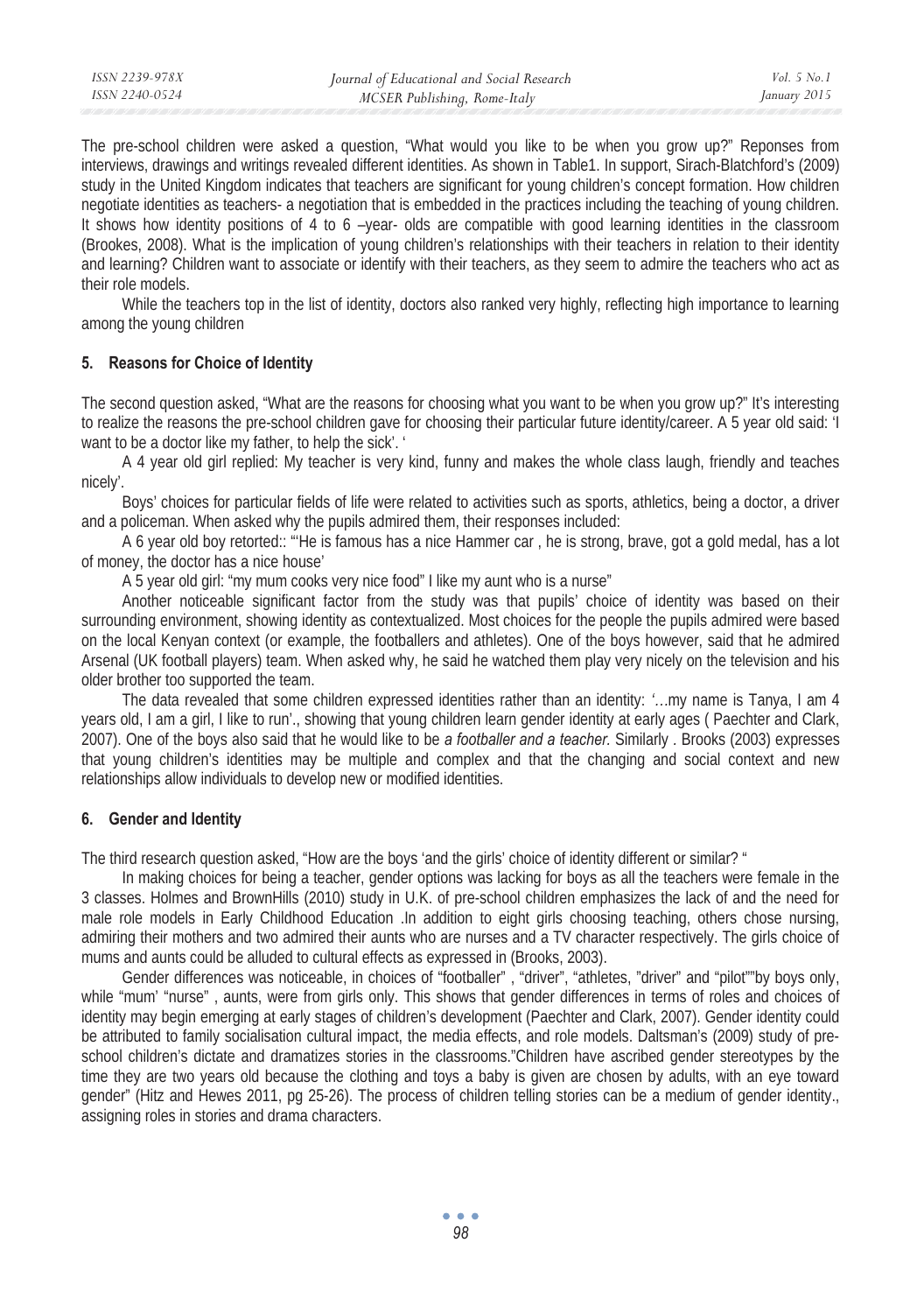The pre-school children were asked a question, "What would you like to be when you grow up?" Reponses from interviews, drawings and writings revealed different identities. As shown in Table1. In support, Sirach-Blatchford's (2009) study in the United Kingdom indicates that teachers are significant for young children's concept formation. How children negotiate identities as teachers- a negotiation that is embedded in the practices including the teaching of young children. It shows how identity positions of 4 to 6 –year- olds are compatible with good learning identities in the classroom (Brookes, 2008). What is the implication of young children's relationships with their teachers in relation to their identity and learning? Children want to associate or identify with their teachers, as they seem to admire the teachers who act as their role models.

While the teachers top in the list of identity, doctors also ranked very highly, reflecting high importance to learning among the young children

## 5. Reasons for Choice of Identity

The second question asked, "What are the reasons for choosing what you want to be when you grow up?" It's interesting to realize the reasons the pre-school children gave for choosing their particular future identity/career. A 5 year old said: 'I want to be a doctor like my father, to help the sick'. '

A 4 year old girl replied: My teacher is very kind, funny and makes the whole class laugh, friendly and teaches nicely'.

Boys' choices for particular fields of life were related to activities such as sports, athletics, being a doctor, a driver and a policeman. When asked why the pupils admired them, their responses included:

A 6 year old boy retorted:: "'He is famous has a nice Hammer car , he is strong, brave, got a gold medal, has a lot of money, the doctor has a nice house'

A 5 year old girl: "my mum cooks very nice food" I like my aunt who is a nurse"

Another noticeable significant factor from the study was that pupils' choice of identity was based on their surrounding environment, showing identity as contextualized. Most choices for the people the pupils admired were based on the local Kenyan context (or example, the footballers and athletes). One of the boys however, said that he admired Arsenal (UK football players) team. When asked why, he said he watched them play very nicely on the television and his older brother too supported the team.

The data revealed that some children expressed identities rather than an identity: '…my name is Tanya, I am 4 years old, I am a girl, I like to run'., showing that young children learn gender identity at early ages ( Paechter and Clark, 2007). One of the boys also said that he would like to be *a footballer and a teacher.* Similarly . Brooks (2003) expresses that young children's identities may be multiple and complex and that the changing and social context and new relationships allow individuals to develop new or modified identities.

## 6. Gender and Identity

The third research question asked, "How are the boys 'and the girls' choice of identity different or similar? "

In making choices for being a teacher, gender options was lacking for boys as all the teachers were female in the 3 classes. Holmes and BrownHills (2010) study in U.K. of pre-school children emphasizes the lack of and the need for male role models in Early Childhood Education .In addition to eight girls choosing teaching, others chose nursing, admiring their mothers and two admired their aunts who are nurses and a TV character respectively. The girls choice of mums and aunts could be alluded to cultural effects as expressed in (Brooks, 2003).

Gender differences was noticeable, in choices of "footballer" , "driver", "athletes, "driver" and "pilot""by boys only, while "mum' "nurse" , aunts, were from girls only. This shows that gender differences in terms of roles and choices of identity may begin emerging at early stages of children's development (Paechter and Clark, 2007). Gender identity could be attributed to family socialisation cultural impact, the media effects, and role models. Daltsman's (2009) study of pre-school children's dictate and dramatizes stories in the classrooms."Children have ascribed gender stereotypes by the time they are two years old because the clothing and toys a baby is given are chosen by adults, with an eye toward gender" (Hitz and Hewes 2011, pg 25-26). The process of children telling stories can be a medium of gender identity., assigning roles in stories and drama characters.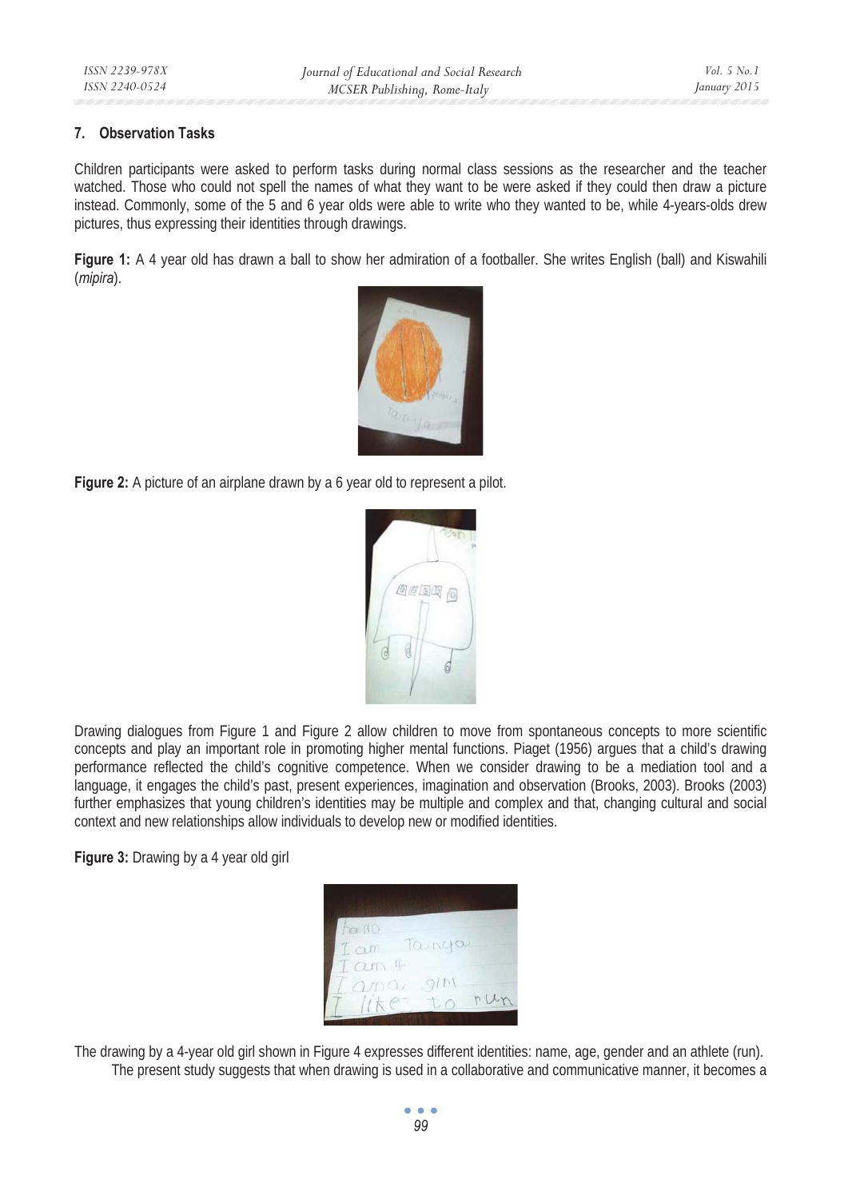## 7. Observation Tasks

Children participants were asked to perform tasks during normal class sessions as the researcher and the teacher watched. Those who could not spell the names of what they want to be were asked if they could then draw a picture instead. Commonly, some of the 5 and 6 year olds were able to write who they wanted to be, while 4-years-olds drew pictures, thus expressing their identities through drawings.

**Figure 1:** A 4 year old has drawn a ball to show her admiration of a footballer. She writes English (ball) and Kiswahili (*mipira*).

**Figure 2:** A picture of an airplane drawn by a 6 year old to represent a pilot.

Drawing dialogues from Figure 1 and Figure 2 allow children to move from spontaneous concepts to more scientific concepts and play an important role in promoting higher mental functions. Piaget (1956) argues that a child's drawing performance reflected the child's cognitive competence. When we consider drawing to be a mediation tool and a language, it engages the child's past, present experiences, imagination and observation (Brooks, 2003). Brooks (2003) further emphasizes that young children's identities may be multiple and complex and that, changing cultural and social context and new relationships allow individuals to develop new or modified identities.

**Figure 3:** Drawing by a 4 year old girl

The drawing by a 4-year old girl shown in Figure 4 expresses different identities: name, age, gender and an athlete (run).

The present study suggests that when drawing is used in a collaborative and communicative manner, it becomes a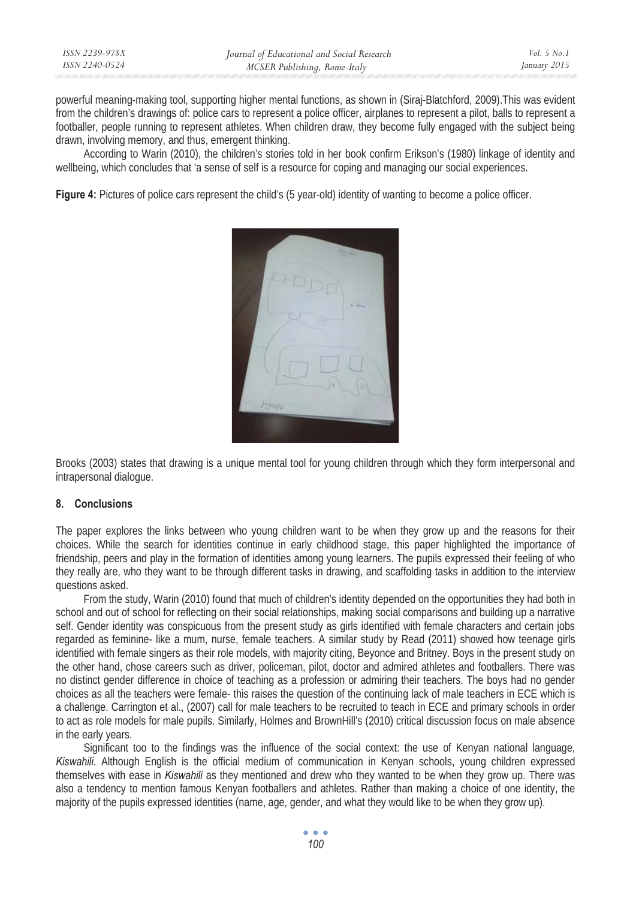powerful meaning-making tool, supporting higher mental functions, as shown in (Siraj-Blatchford, 2009).This was evident from the children's drawings of: police cars to represent a police officer, airplanes to represent a pilot, balls to represent a footballer, people running to represent athletes. When children draw, they become fully engaged with the subject being drawn, involving memory, and thus, emergent thinking.

According to Warin (2010), the children's stories told in her book confirm Erikson's (1980) linkage of identity and wellbeing, which concludes that 'a sense of self is a resource for coping and managing our social experiences.

**Figure 4:** Pictures of police cars represent the child's (5 year-old) identity of wanting to become a police officer.

Brooks (2003) states that drawing is a unique mental tool for young children through which they form interpersonal and intrapersonal dialogue.

## 8. Conclusions

The paper explores the links between who young children want to be when they grow up and the reasons for their choices. While the search for identities continue in early childhood stage, this paper highlighted the importance of friendship, peers and play in the formation of identities among young learners. The pupils expressed their feeling of who they really are, who they want to be through different tasks in drawing, and scaffolding tasks in addition to the interview questions asked.

From the study, Warin (2010) found that much of children's identity depended on the opportunities they had both in school and out of school for reflecting on their social relationships, making social comparisons and building up a narrative self. Gender identity was conspicuous from the present study as girls identified with female characters and certain jobs regarded as feminine- like a mum, nurse, female teachers. A similar study by Read (2011) showed how teenage girls identified with female singers as their role models, with majority citing, Beyonce and Britney. Boys in the present study on the other hand, chose careers such as driver, policeman, pilot, doctor and admired athletes and footballers. There was no distinct gender difference in choice of teaching as a profession or admiring their teachers. The boys had no gender choices as all the teachers were female- this raises the question of the continuing lack of male teachers in ECE which is a challenge. Carrington et al., (2007) call for male teachers to be recruited to teach in ECE and primary schools in order to act as role models for male pupils. Similarly, Holmes and BrownHill's (2010) critical discussion focus on male absence in the early years.

Significant too to the findings was the influence of the social context: the use of Kenyan national language, *Kiswahili*. Although English is the official medium of communication in Kenyan schools, young children expressed themselves with ease in *Kiswahili* as they mentioned and drew who they wanted to be when they grow up. There was also a tendency to mention famous Kenyan footballers and athletes. Rather than making a choice of one identity, the majority of the pupils expressed identities (name, age, gender, and what they would like to be when they grow up).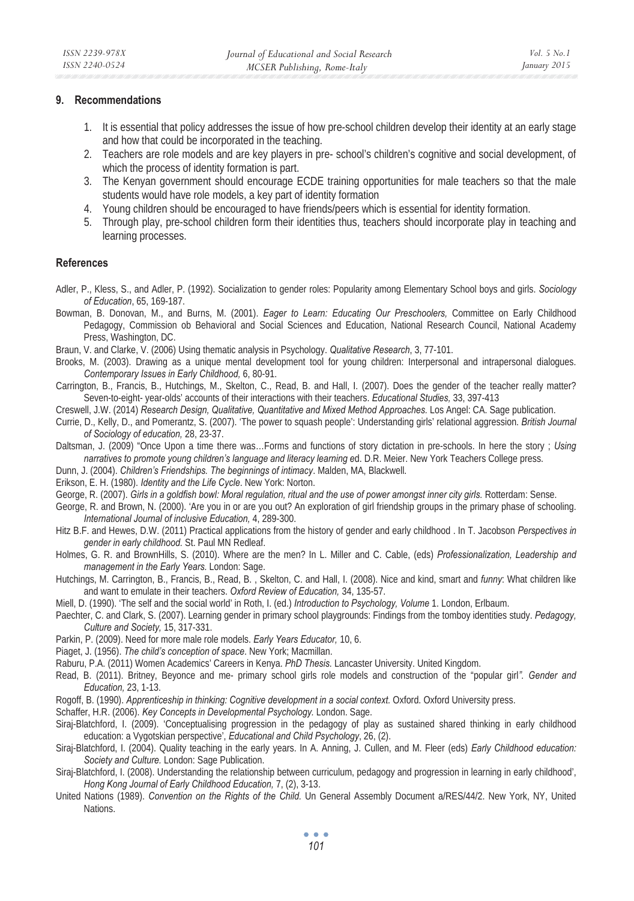## 9. Recommendations

1. It is essential that policy addresses the issue of how pre-school children develop their identity at an early stage and how that could be incorporated in the teaching.
2. Teachers are role models and are key players in pre- school's children's cognitive and social development, of which the process of identity formation is part.
3. The Kenyan government should encourage ECDE training opportunities for male teachers so that the male students would have role models, a key part of identity formation
4. Young children should be encouraged to have friends/peers which is essential for identity formation.
5. Through play, pre-school children form their identities thus, teachers should incorporate play in teaching and learning processes.

## References

Adler, P., Kless, S., and Adler, P. (1992). Socialization to gender roles: Popularity among Elementary School boys and girls. *Sociology of Education*, 65, 169-187.

Bowman, B. Donovan, M., and Burns, M. (2001). *Eager to Learn: Educating Our Preschoolers,* Committee on Early Childhood Pedagogy, Commission ob Behavioral and Social Sciences and Education, National Research Council, National Academy Press, Washington, DC.

Braun, V. and Clarke, V. (2006) Using thematic analysis in Psychology. *Qualitative Research*, 3, 77-101.

Brooks, M. (2003). Drawing as a unique mental development tool for young children: Interpersonal and intrapersonal dialogues. *Contemporary Issues in Early Childhood,* 6, 80-91.

Carrington, B., Francis, B., Hutchings, M., Skelton, C., Read, B. and Hall, I. (2007). Does the gender of the teacher really matter? Seven-to-eight- year-olds' accounts of their interactions with their teachers. *Educational Studies,* 33, 397-413

Creswell, J.W. (2014) *Research Design, Qualitative, Quantitative and Mixed Method Approaches.* Los Angel: CA. Sage publication.

Currie, D., Kelly, D., and Pomerantz, S. (2007). 'The power to squash people': Understanding girls' relational aggression. *British Journal of Sociology of education,* 28, 23-37.

Daltsman, J. (2009) "Once Upon a time there was…Forms and functions of story dictation in pre-schools. In here the story ; *Using narratives to promote young children's language and literacy learning* ed. D.R. Meier. New York Teachers College press.

Dunn, J. (2004). *Children's Friendships. The beginnings of intimacy*. Malden, MA, Blackwell.

Erikson, E. H. (1980). *Identity and the Life Cycle*. New York: Norton.

George, R. (2007). *Girls in a goldfish bowl: Moral regulation, ritual and the use of power amongst inner city girls.* Rotterdam: Sense.

George, R. and Brown, N. (2000). 'Are you in or are you out? An exploration of girl friendship groups in the primary phase of schooling. *International Journal of inclusive Education,* 4, 289-300.

Hitz B.F. and Hewes, D.W. (2011) Practical applications from the history of gender and early childhood . In T. Jacobson *Perspectives in gender in early childhood.* St. Paul MN Redleaf.

Holmes, G. R. and BrownHills, S. (2010). Where are the men? In L. Miller and C. Cable, (eds) *Professionalization, Leadership and management in the Early Years.* London: Sage.

Hutchings, M. Carrington, B., Francis, B., Read, B. , Skelton, C. and Hall, I. (2008). Nice and kind, smart and *funny*: What children like and want to emulate in their teachers. *Oxford Review of Education,* 34, 135-57.

Miell, D. (1990). 'The self and the social world' in Roth, I. (ed.) *Introduction to Psychology, Volume* 1. London, Erlbaum.

Paechter, C. and Clark, S. (2007). Learning gender in primary school playgrounds: Findings from the tomboy identities study. *Pedagogy, Culture and Society,* 15, 317-331.

Parkin, P. (2009). Need for more male role models. *Early Years Educator,* 10, 6.

Piaget, J. (1956). *The child's conception of space*. New York; Macmillan.

Raburu, P.A. (2011) Women Academics' Careers in Kenya. *PhD Thesis.* Lancaster University. United Kingdom.

Read, B. (2011). Britney, Beyonce and me- primary school girls role models and construction of the "popular girl*". Gender and Education,* 23, 1-13.

Rogoff, B. (1990). *Apprenticeship in thinking: Cognitive development in a social context.* Oxford. Oxford University press.

Schaffer, H.R. (2006). *Key Concepts in Developmental Psychology.* London. Sage.

Siraj-Blatchford, I. (2009). 'Conceptualising progression in the pedagogy of play as sustained shared thinking in early childhood education: a Vygotskian perspective', *Educational and Child Psychology*, 26, (2).

Siraj-Blatchford, I. (2004). Quality teaching in the early years. In A. Anning, J. Cullen, and M. Fleer (eds) *Early Childhood education: Society and Culture.* London: Sage Publication.

Siraj-Blatchford, I. (2008). Understanding the relationship between curriculum, pedagogy and progression in learning in early childhood', *Hong Kong Journal of Early Childhood Education,* 7, (2), 3-13.

United Nations (1989). *Convention on the Rights of the Child.* Un General Assembly Document a/RES/44/2. New York, NY, United Nations.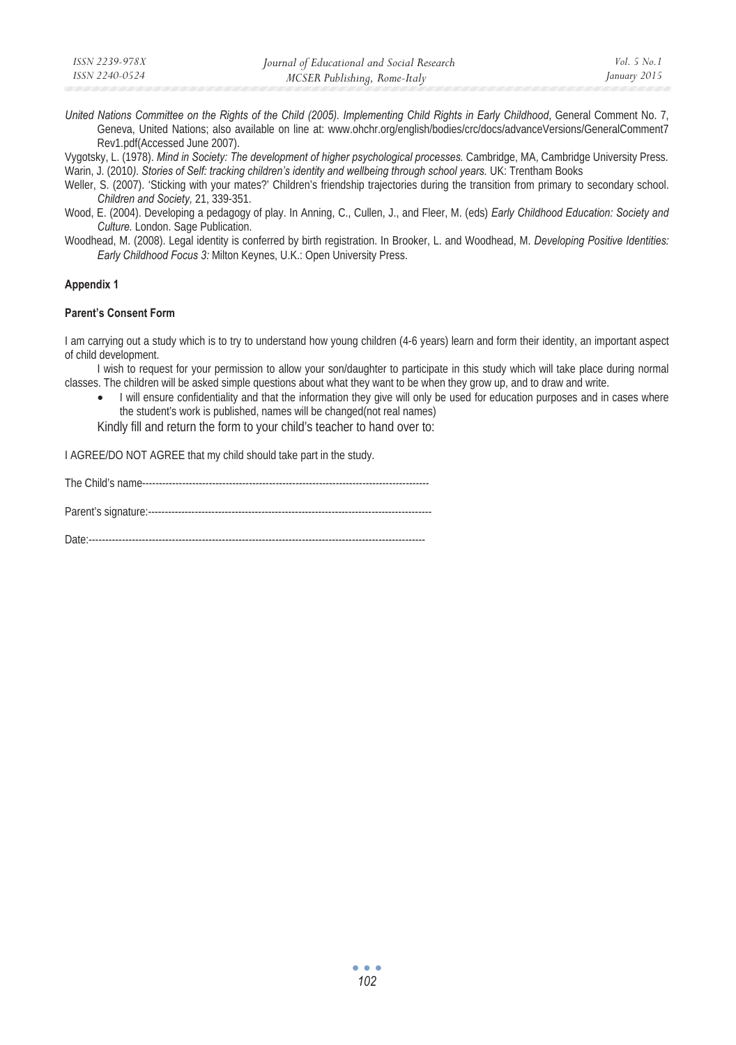*United Nations Committee on the Rights of the Child (2005). Implementing Child Rights in Early Childhood*, General Comment No. 7, Geneva, United Nations; also available on line at: www.ohchr.org/english/bodies/crc/docs/advanceVersions/GeneralComment7 Rev1.pdf(Accessed June 2007).

Vygotsky, L. (1978). *Mind in Society: The development of higher psychological processes.* Cambridge, MA, Cambridge University Press.

Warin, J. (2010*). Stories of Self: tracking children's identity and wellbeing through school years.* UK: Trentham Books

Weller, S. (2007). 'Sticking with your mates?' Children's friendship trajectories during the transition from primary to secondary school. *Children and Society,* 21, 339-351.

Wood, E. (2004). Developing a pedagogy of play. In Anning, C., Cullen, J., and Fleer, M. (eds) *Early Childhood Education: Society and Culture.* London. Sage Publication.

Woodhead, M. (2008). Legal identity is conferred by birth registration. In Brooker, L. and Woodhead, M. *Developing Positive Identities: Early Childhood Focus 3:* Milton Keynes, U.K.: Open University Press.

**Appendix 1**

**Parent's Consent Form**

I am carrying out a study which is to try to understand how young children (4-6 years) learn and form their identity, an important aspect of child development.

I wish to request for your permission to allow your son/daughter to participate in this study which will take place during normal classes. The children will be asked simple questions about what they want to be when they grow up, and to draw and write.

- I will ensure confidentiality and that the information they give will only be used for education purposes and in cases where the student's work is published, names will be changed(not real names)

Kindly fill and return the form to your child's teacher to hand over to:

I AGREE/DO NOT AGREE that my child should take part in the study.

The Child's name------------------------------------------------------------------------------------

Parent's signature:-----------------------------------------------------------------------------------

Date:-------------------------------------------------------------------------------------------------